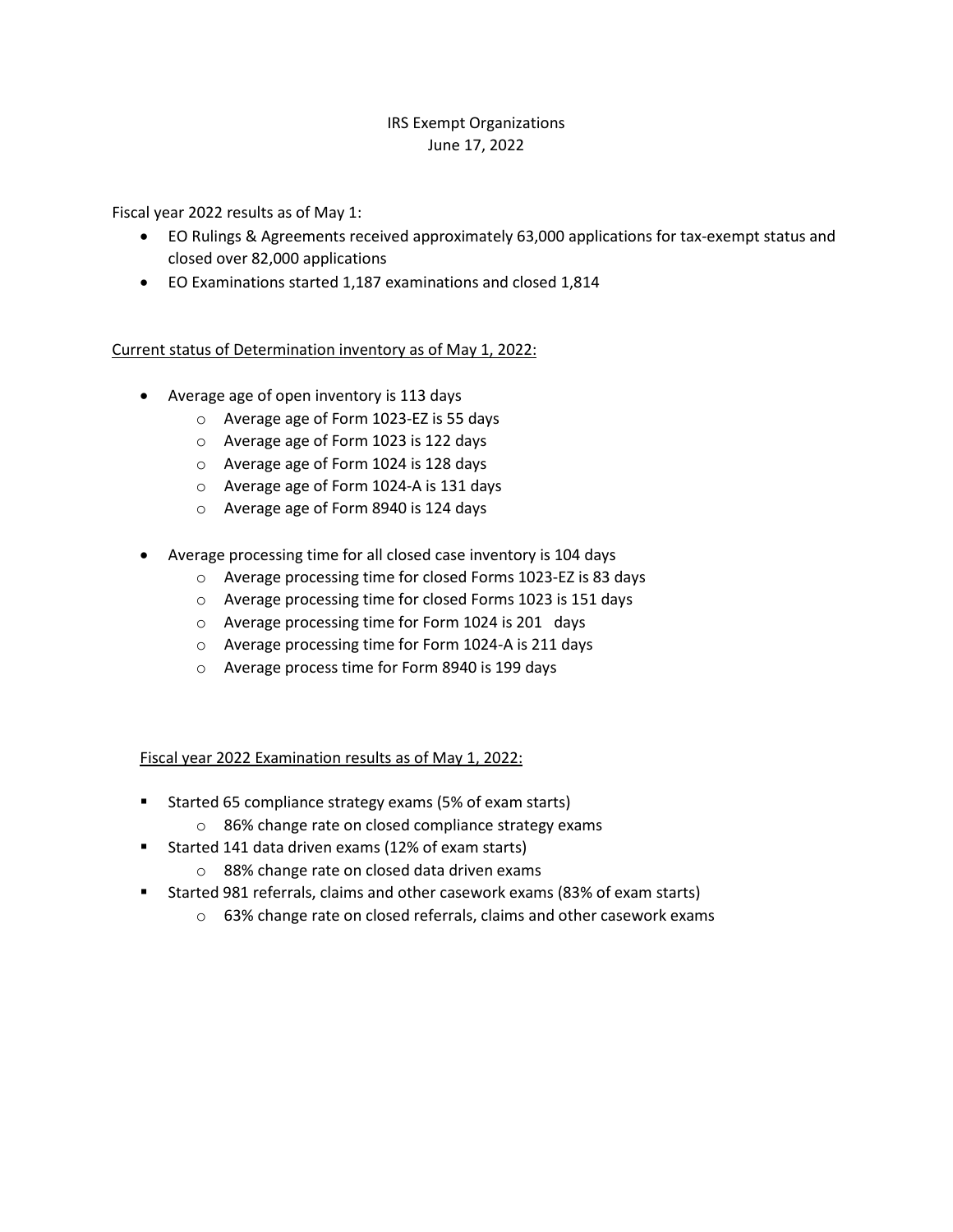IRS Exempt Organizations
June 17, 2022

Fiscal year 2022 results as of May 1:

- EO Rulings & Agreements received approximately 63,000 applications for tax-exempt status and closed over 82,000 applications
- EO Examinations started 1,187 examinations and closed 1,814

<u>Current status of Determination inventory as of May 1, 2022:</u>

- Average age of open inventory is 113 days
  - Average age of Form 1023-EZ is 55 days
  - Average age of Form 1023 is 122 days
  - Average age of Form 1024 is 128 days
  - Average age of Form 1024-A is 131 days
  - Average age of Form 8940 is 124 days
- Average processing time for all closed case inventory is 104 days
  - Average processing time for closed Forms 1023-EZ is 83 days
  - Average processing time for closed Forms 1023 is 151 days
  - Average processing time for Form 1024 is 201 days
  - Average processing time for Form 1024-A is 211 days
  - Average process time for Form 8940 is 199 days

<u>Fiscal year 2022 Examination results as of May 1, 2022:</u>

- Started 65 compliance strategy exams (5% of exam starts)
  - 86% change rate on closed compliance strategy exams
- Started 141 data driven exams (12% of exam starts)
  - 88% change rate on closed data driven exams
- Started 981 referrals, claims and other casework exams (83% of exam starts)
  - 63% change rate on closed referrals, claims and other casework exams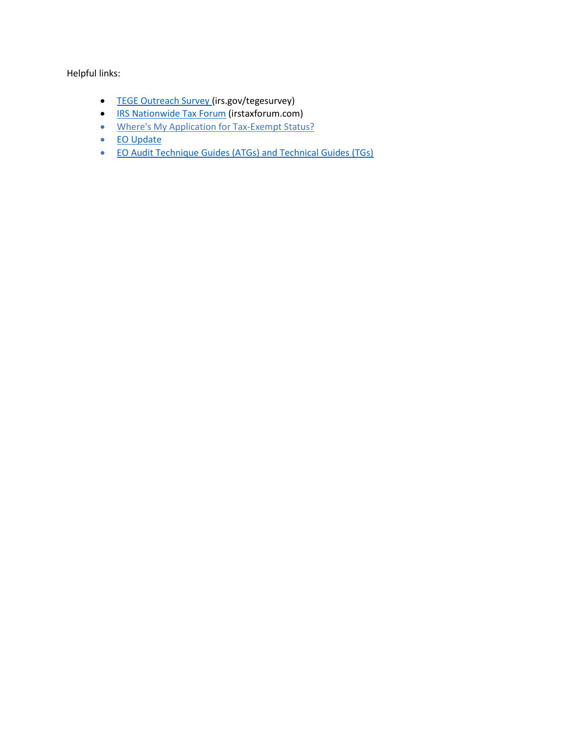Helpful links:

- TEGE Outreach Survey (irs.gov/tegesurvey)
- IRS Nationwide Tax Forum (irstaxforum.com)
- Where's My Application for Tax-Exempt Status?
- EO Update
- EO Audit Technique Guides (ATGs) and Technical Guides (TGs)